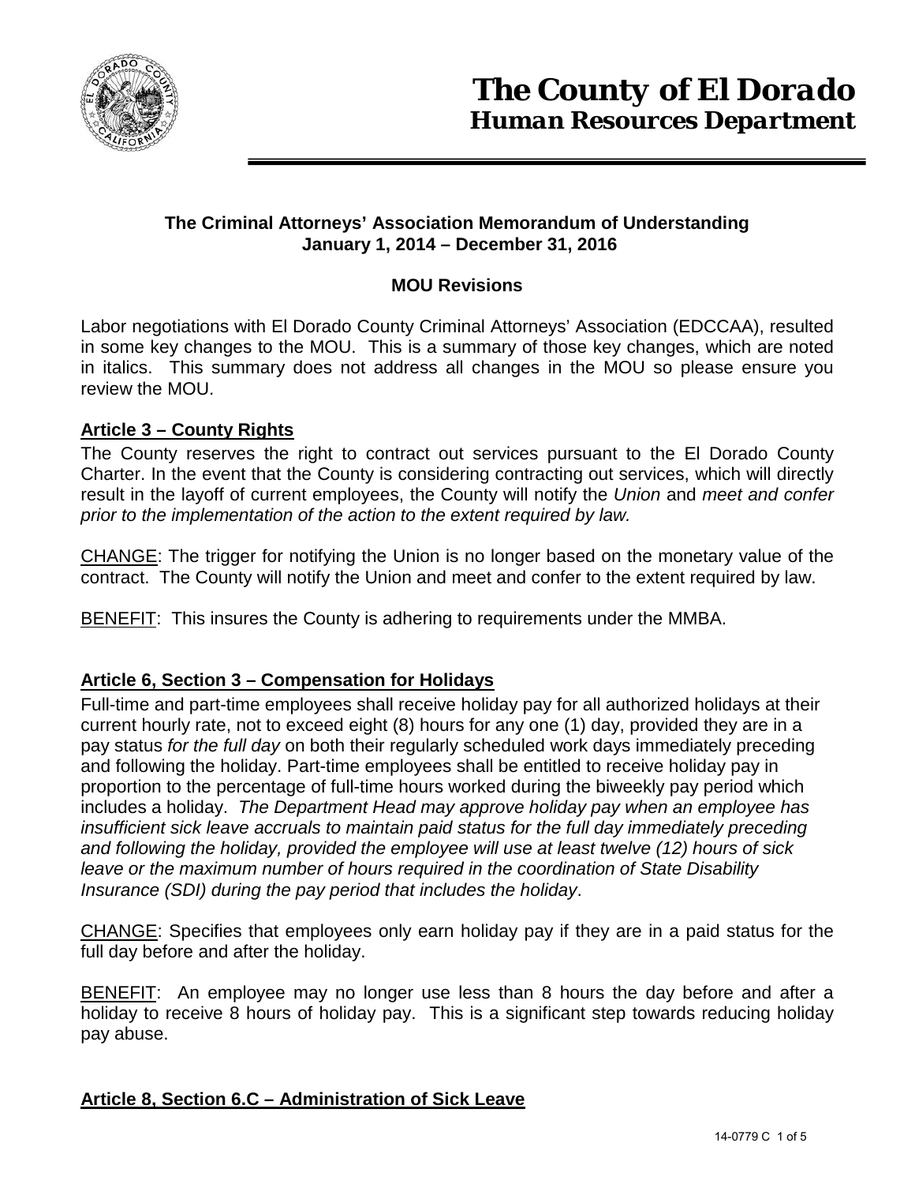# The County of El Dorado
## Human Resources Department

**The Criminal Attorneys' Association Memorandum of Understanding**
**January 1, 2014 – December 31, 2016**

**MOU Revisions**

Labor negotiations with El Dorado County Criminal Attorneys' Association (EDCCAA), resulted in some key changes to the MOU. This is a summary of those key changes, which are noted in italics. This summary does not address all changes in the MOU so please ensure you review the MOU.

### Article 3 – County Rights

The County reserves the right to contract out services pursuant to the El Dorado County Charter. In the event that the County is considering contracting out services, which will directly result in the layoff of current employees, the County will notify the *Union* and *meet and confer prior to the implementation of the action to the extent required by law.*

CHANGE: The trigger for notifying the Union is no longer based on the monetary value of the contract. The County will notify the Union and meet and confer to the extent required by law.

BENEFIT: This insures the County is adhering to requirements under the MMBA.

### Article 6, Section 3 – Compensation for Holidays

Full-time and part-time employees shall receive holiday pay for all authorized holidays at their current hourly rate, not to exceed eight (8) hours for any one (1) day, provided they are in a pay status *for the full day* on both their regularly scheduled work days immediately preceding and following the holiday. Part-time employees shall be entitled to receive holiday pay in proportion to the percentage of full-time hours worked during the biweekly pay period which includes a holiday. *The Department Head may approve holiday pay when an employee has insufficient sick leave accruals to maintain paid status for the full day immediately preceding and following the holiday, provided the employee will use at least twelve (12) hours of sick leave or the maximum number of hours required in the coordination of State Disability Insurance (SDI) during the pay period that includes the holiday*.

CHANGE: Specifies that employees only earn holiday pay if they are in a paid status for the full day before and after the holiday.

BENEFIT: An employee may no longer use less than 8 hours the day before and after a holiday to receive 8 hours of holiday pay. This is a significant step towards reducing holiday pay abuse.

### Article 8, Section 6.C – Administration of Sick Leave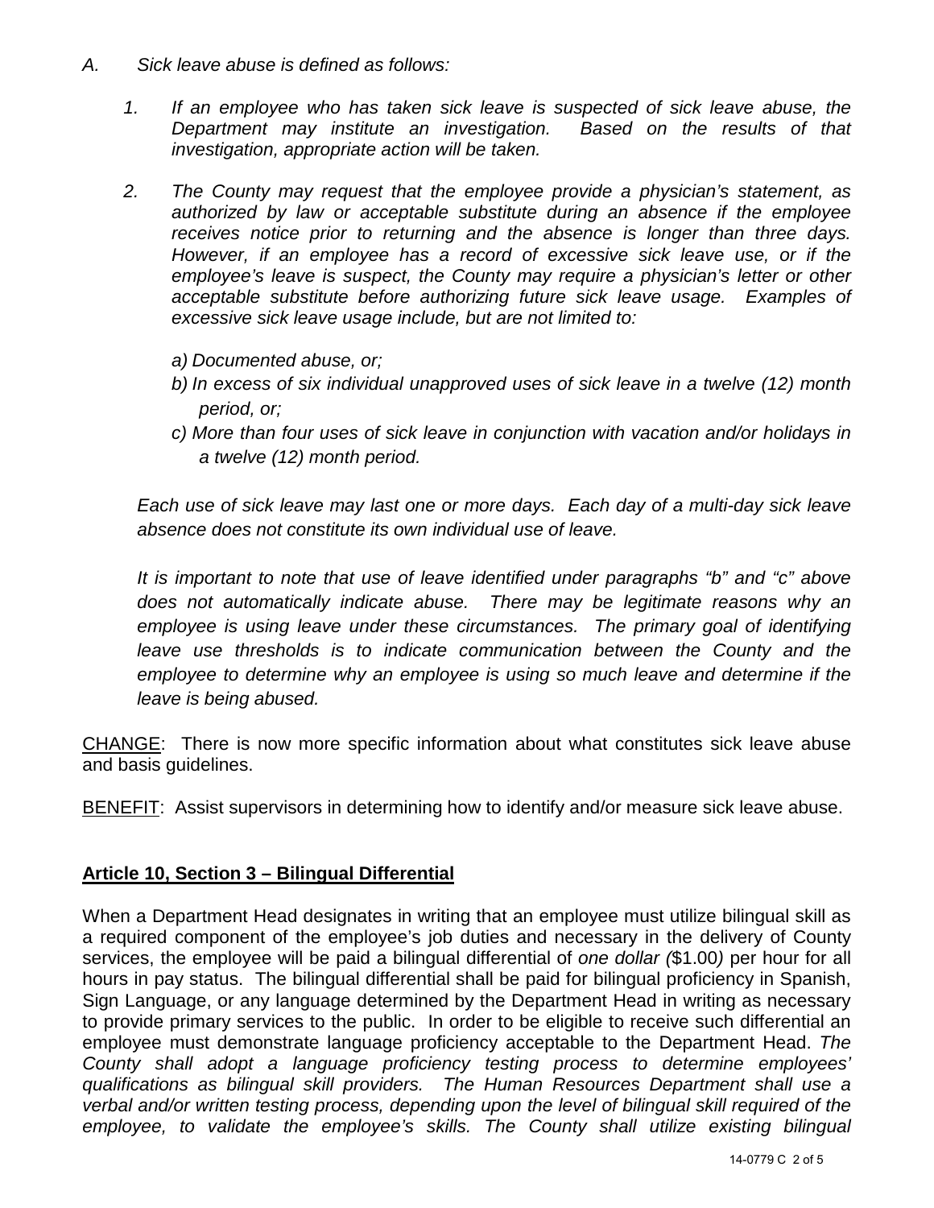*A. Sick leave abuse is defined as follows:*

1. *If an employee who has taken sick leave is suspected of sick leave abuse, the Department may institute an investigation. Based on the results of that investigation, appropriate action will be taken.*

2. *The County may request that the employee provide a physician's statement, as authorized by law or acceptable substitute during an absence if the employee receives notice prior to returning and the absence is longer than three days. However, if an employee has a record of excessive sick leave use, or if the employee's leave is suspect, the County may require a physician's letter or other acceptable substitute before authorizing future sick leave usage. Examples of excessive sick leave usage include, but are not limited to:*

   *a) Documented abuse, or;*
   *b) In excess of six individual unapproved uses of sick leave in a twelve (12) month period, or;*
   *c) More than four uses of sick leave in conjunction with vacation and/or holidays in a twelve (12) month period.*

*Each use of sick leave may last one or more days. Each day of a multi-day sick leave absence does not constitute its own individual use of leave.*

*It is important to note that use of leave identified under paragraphs "b" and "c" above does not automatically indicate abuse. There may be legitimate reasons why an employee is using leave under these circumstances. The primary goal of identifying leave use thresholds is to indicate communication between the County and the employee to determine why an employee is using so much leave and determine if the leave is being abused.*

<u>CHANGE</u>: There is now more specific information about what constitutes sick leave abuse and basis guidelines.

<u>BENEFIT</u>: Assist supervisors in determining how to identify and/or measure sick leave abuse.

## **<u>Article 10, Section 3 – Bilingual Differential</u>**

When a Department Head designates in writing that an employee must utilize bilingual skill as a required component of the employee's job duties and necessary in the delivery of County services, the employee will be paid a bilingual differential of *one dollar (*$1.00*)* per hour for all hours in pay status. The bilingual differential shall be paid for bilingual proficiency in Spanish, Sign Language, or any language determined by the Department Head in writing as necessary to provide primary services to the public. In order to be eligible to receive such differential an employee must demonstrate language proficiency acceptable to the Department Head. *The County shall adopt a language proficiency testing process to determine employees' qualifications as bilingual skill providers. The Human Resources Department shall use a verbal and/or written testing process, depending upon the level of bilingual skill required of the employee, to validate the employee's skills. The County shall utilize existing bilingual*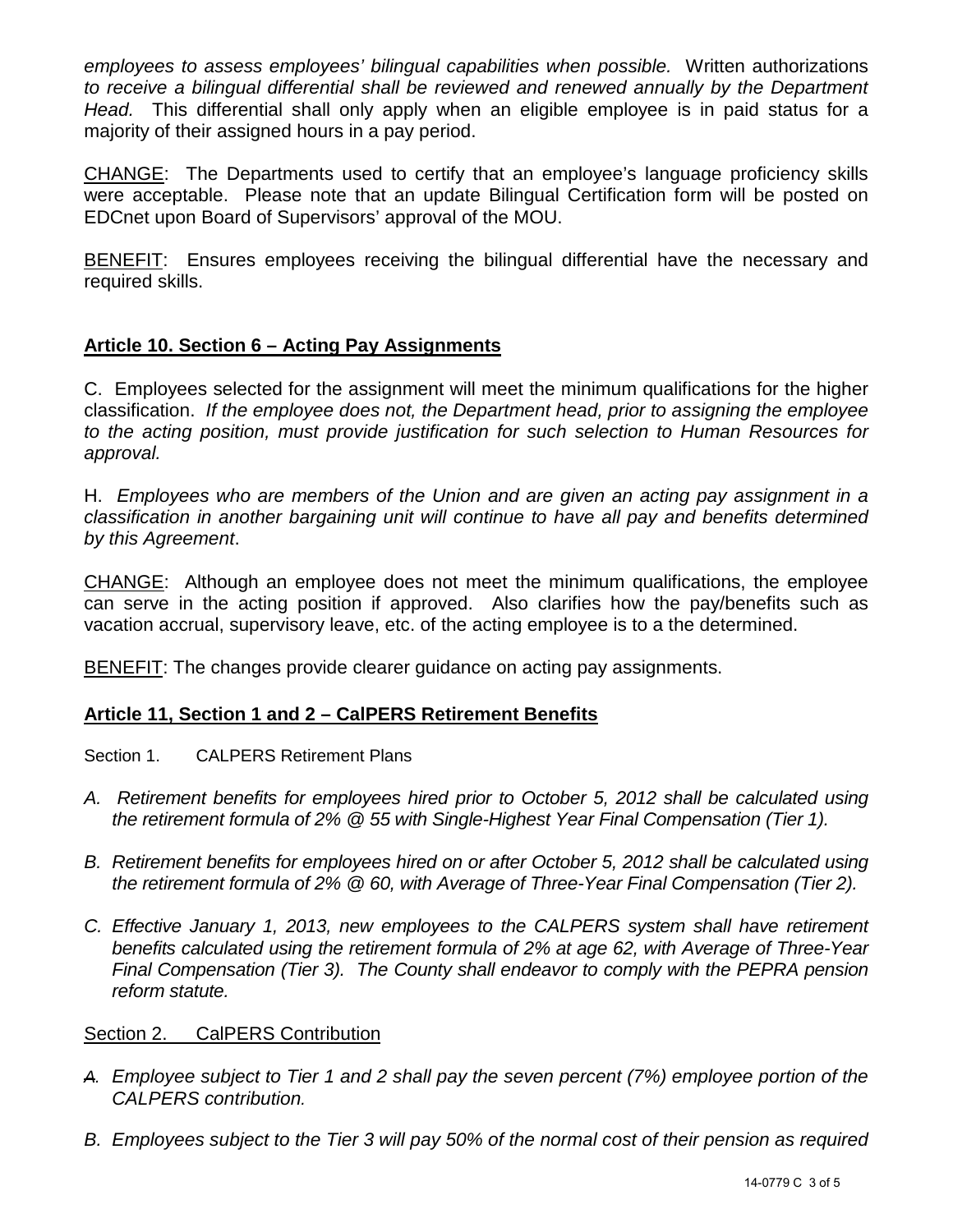*employees to assess employees' bilingual capabilities when possible.* Written authorizations *to receive a bilingual differential shall be reviewed and renewed annually by the Department Head.* This differential shall only apply when an eligible employee is in paid status for a majority of their assigned hours in a pay period.

<u>CHANGE</u>: The Departments used to certify that an employee's language proficiency skills were acceptable. Please note that an update Bilingual Certification form will be posted on EDCnet upon Board of Supervisors' approval of the MOU.

<u>BENEFIT</u>: Ensures employees receiving the bilingual differential have the necessary and required skills.

## **Article 10. Section 6 – Acting Pay Assignments**

C. Employees selected for the assignment will meet the minimum qualifications for the higher classification. *If the employee does not, the Department head, prior to assigning the employee to the acting position, must provide justification for such selection to Human Resources for approval.*

H. *Employees who are members of the Union and are given an acting pay assignment in a classification in another bargaining unit will continue to have all pay and benefits determined by this Agreement*.

<u>CHANGE</u>: Although an employee does not meet the minimum qualifications, the employee can serve in the acting position if approved. Also clarifies how the pay/benefits such as vacation accrual, supervisory leave, etc. of the acting employee is to a the determined.

<u>BENEFIT</u>: The changes provide clearer guidance on acting pay assignments.

## **Article 11, Section 1 and 2 – CalPERS Retirement Benefits**

Section 1. CALPERS Retirement Plans

*A. Retirement benefits for employees hired prior to October 5, 2012 shall be calculated using the retirement formula of 2% @ 55 with Single-Highest Year Final Compensation (Tier 1).*

*B. Retirement benefits for employees hired on or after October 5, 2012 shall be calculated using the retirement formula of 2% @ 60, with Average of Three-Year Final Compensation (Tier 2).*

*C. Effective January 1, 2013, new employees to the CALPERS system shall have retirement benefits calculated using the retirement formula of 2% at age 62, with Average of Three-Year Final Compensation (Tier 3). The County shall endeavor to comply with the PEPRA pension reform statute.*

<u>Section 2. CalPERS Contribution</u>

*A. Employee subject to Tier 1 and 2 shall pay the seven percent (7%) employee portion of the CALPERS contribution.*

*B. Employees subject to the Tier 3 will pay 50% of the normal cost of their pension as required*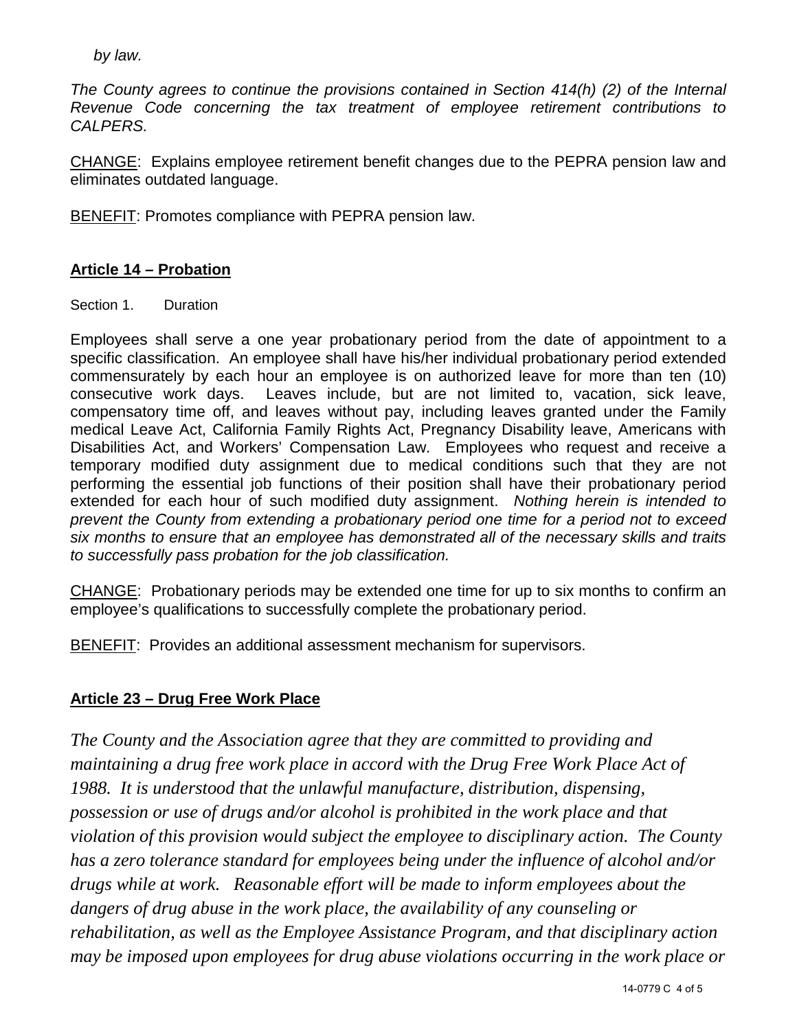*by law.*

*The County agrees to continue the provisions contained in Section 414(h) (2) of the Internal Revenue Code concerning the tax treatment of employee retirement contributions to CALPERS.*

CHANGE: Explains employee retirement benefit changes due to the PEPRA pension law and eliminates outdated language.

BENEFIT: Promotes compliance with PEPRA pension law.

## Article 14 – Probation

Section 1. Duration

Employees shall serve a one year probationary period from the date of appointment to a specific classification. An employee shall have his/her individual probationary period extended commensurately by each hour an employee is on authorized leave for more than ten (10) consecutive work days. Leaves include, but are not limited to, vacation, sick leave, compensatory time off, and leaves without pay, including leaves granted under the Family medical Leave Act, California Family Rights Act, Pregnancy Disability leave, Americans with Disabilities Act, and Workers' Compensation Law. Employees who request and receive a temporary modified duty assignment due to medical conditions such that they are not performing the essential job functions of their position shall have their probationary period extended for each hour of such modified duty assignment. *Nothing herein is intended to prevent the County from extending a probationary period one time for a period not to exceed six months to ensure that an employee has demonstrated all of the necessary skills and traits to successfully pass probation for the job classification.*

CHANGE: Probationary periods may be extended one time for up to six months to confirm an employee's qualifications to successfully complete the probationary period.

BENEFIT: Provides an additional assessment mechanism for supervisors.

## Article 23 – Drug Free Work Place

*The County and the Association agree that they are committed to providing and maintaining a drug free work place in accord with the Drug Free Work Place Act of 1988. It is understood that the unlawful manufacture, distribution, dispensing, possession or use of drugs and/or alcohol is prohibited in the work place and that violation of this provision would subject the employee to disciplinary action. The County has a zero tolerance standard for employees being under the influence of alcohol and/or drugs while at work. Reasonable effort will be made to inform employees about the dangers of drug abuse in the work place, the availability of any counseling or rehabilitation, as well as the Employee Assistance Program, and that disciplinary action may be imposed upon employees for drug abuse violations occurring in the work place or*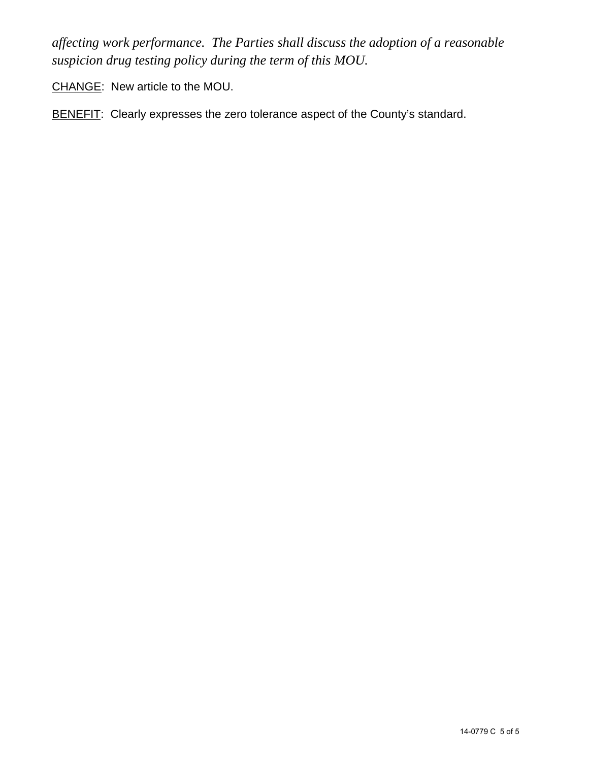*affecting work performance. The Parties shall discuss the adoption of a reasonable suspicion drug testing policy during the term of this MOU.*

<u>CHANGE</u>: New article to the MOU.

<u>BENEFIT</u>: Clearly expresses the zero tolerance aspect of the County's standard.